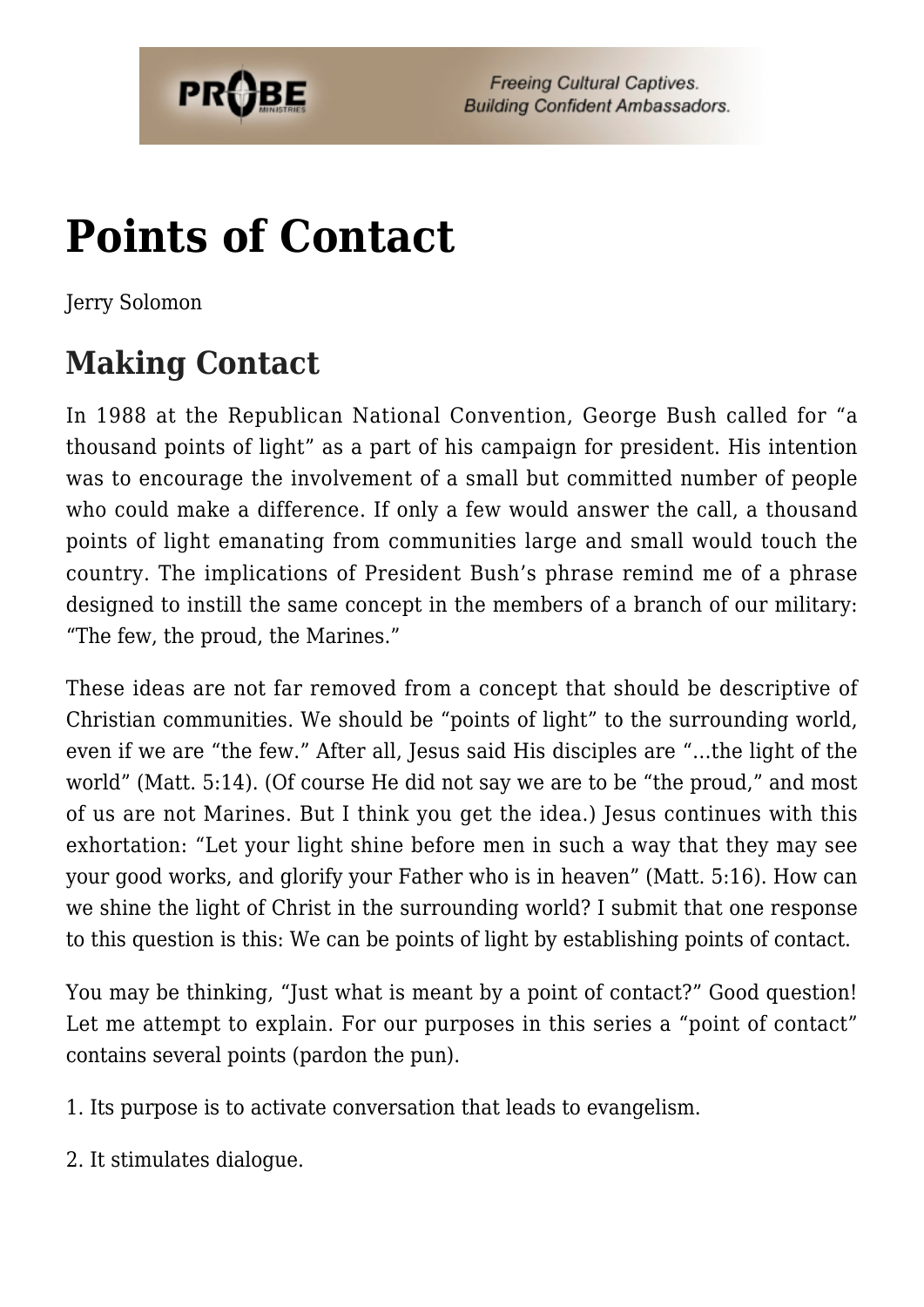# Points of Contact

Jerry Solomon

## Making Contact

In 1988 at the Republican National Convention, George Bush called for "a thousand points of light" as a part of his campaign for president. His intention was to encourage the involvement of a small but committed number of people who could make a difference. If only a few would answer the call, a thousand points of light emanating from communities large and small would touch the country. The implications of President Bush's phrase remind me of a phrase designed to instill the same concept in the members of a branch of our military: "The few, the proud, the Marines."

These ideas are not far removed from a concept that should be descriptive of Christian communities. We should be "points of light" to the surrounding world, even if we are "the few." After all, Jesus said His disciples are "…the light of the world" (Matt. 5:14). (Of course He did not say we are to be "the proud," and most of us are not Marines. But I think you get the idea.) Jesus continues with this exhortation: "Let your light shine before men in such a way that they may see your good works, and glorify your Father who is in heaven" (Matt. 5:16). How can we shine the light of Christ in the surrounding world? I submit that one response to this question is this: We can be points of light by establishing points of contact.

You may be thinking, "Just what is meant by a point of contact?" Good question! Let me attempt to explain. For our purposes in this series a "point of contact" contains several points (pardon the pun).

1. Its purpose is to activate conversation that leads to evangelism.

2. It stimulates dialogue.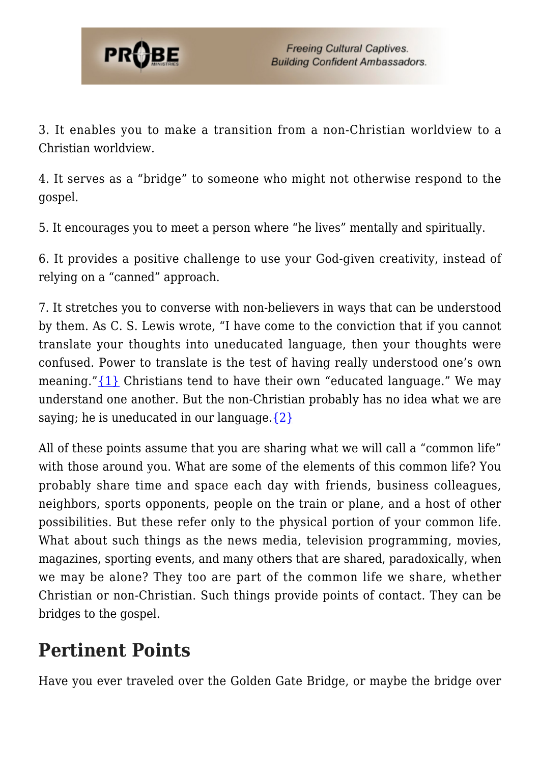3. It enables you to make a transition from a non-Christian worldview to a Christian worldview.

4. It serves as a "bridge" to someone who might not otherwise respond to the gospel.

5. It encourages you to meet a person where "he lives" mentally and spiritually.

6. It provides a positive challenge to use your God-given creativity, instead of relying on a "canned" approach.

7. It stretches you to converse with non-believers in ways that can be understood by them. As C. S. Lewis wrote, "I have come to the conviction that if you cannot translate your thoughts into uneducated language, then your thoughts were confused. Power to translate is the test of having really understood one's own meaning."{1} Christians tend to have their own "educated language." We may understand one another. But the non-Christian probably has no idea what we are saying; he is uneducated in our language.{2}

All of these points assume that you are sharing what we will call a "common life" with those around you. What are some of the elements of this common life? You probably share time and space each day with friends, business colleagues, neighbors, sports opponents, people on the train or plane, and a host of other possibilities. But these refer only to the physical portion of your common life. What about such things as the news media, television programming, movies, magazines, sporting events, and many others that are shared, paradoxically, when we may be alone? They too are part of the common life we share, whether Christian or non-Christian. Such things provide points of contact. They can be bridges to the gospel.

## Pertinent Points

Have you ever traveled over the Golden Gate Bridge, or maybe the bridge over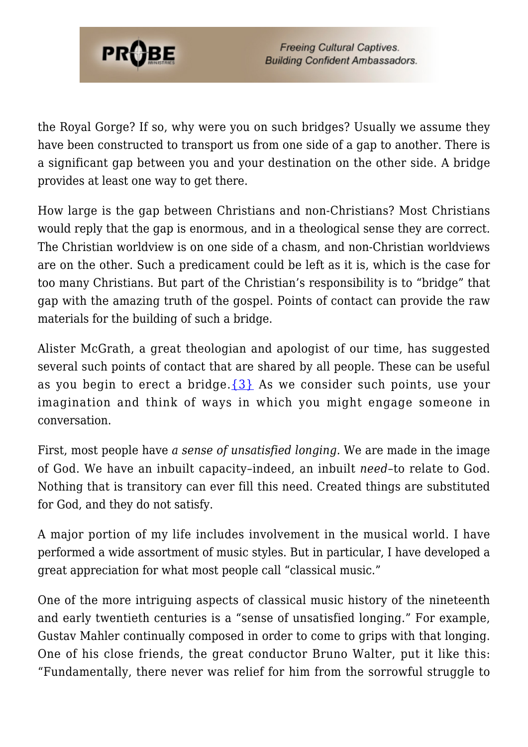the Royal Gorge? If so, why were you on such bridges? Usually we assume they have been constructed to transport us from one side of a gap to another. There is a significant gap between you and your destination on the other side. A bridge provides at least one way to get there.

How large is the gap between Christians and non-Christians? Most Christians would reply that the gap is enormous, and in a theological sense they are correct. The Christian worldview is on one side of a chasm, and non-Christian worldviews are on the other. Such a predicament could be left as it is, which is the case for too many Christians. But part of the Christian's responsibility is to "bridge" that gap with the amazing truth of the gospel. Points of contact can provide the raw materials for the building of such a bridge.

Alister McGrath, a great theologian and apologist of our time, has suggested several such points of contact that are shared by all people. These can be useful as you begin to erect a bridge.{3} As we consider such points, use your imagination and think of ways in which you might engage someone in conversation.

First, most people have *a sense of unsatisfied longing.* We are made in the image of God. We have an inbuilt capacity–indeed, an inbuilt *need*–to relate to God. Nothing that is transitory can ever fill this need. Created things are substituted for God, and they do not satisfy.

A major portion of my life includes involvement in the musical world. I have performed a wide assortment of music styles. But in particular, I have developed a great appreciation for what most people call "classical music."

One of the more intriguing aspects of classical music history of the nineteenth and early twentieth centuries is a "sense of unsatisfied longing." For example, Gustav Mahler continually composed in order to come to grips with that longing. One of his close friends, the great conductor Bruno Walter, put it like this: "Fundamentally, there never was relief for him from the sorrowful struggle to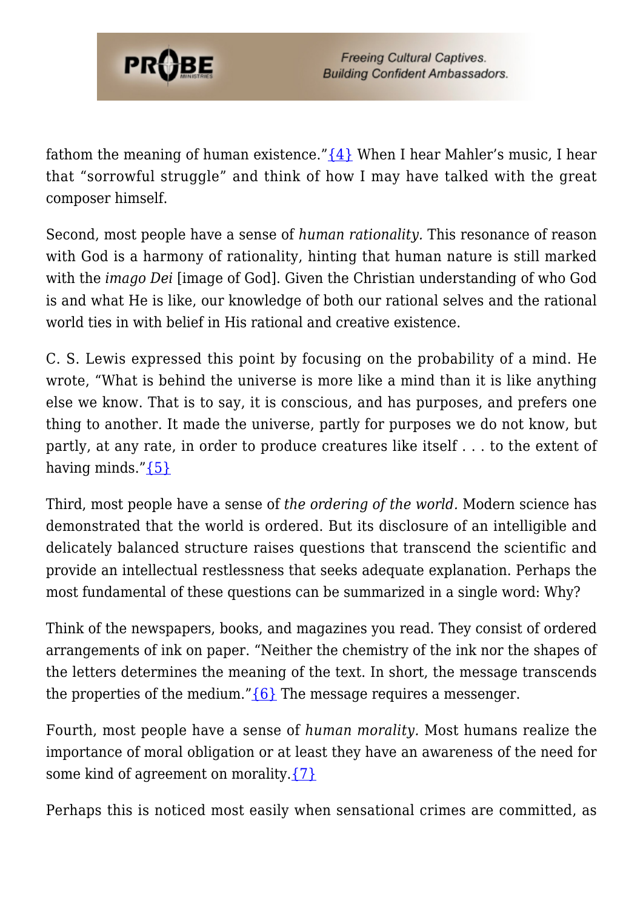fathom the meaning of human existence."{4} When I hear Mahler's music, I hear that "sorrowful struggle" and think of how I may have talked with the great composer himself.

Second, most people have a sense of *human rationality.* This resonance of reason with God is a harmony of rationality, hinting that human nature is still marked with the *imago Dei* [image of God]. Given the Christian understanding of who God is and what He is like, our knowledge of both our rational selves and the rational world ties in with belief in His rational and creative existence.

C. S. Lewis expressed this point by focusing on the probability of a mind. He wrote, "What is behind the universe is more like a mind than it is like anything else we know. That is to say, it is conscious, and has purposes, and prefers one thing to another. It made the universe, partly for purposes we do not know, but partly, at any rate, in order to produce creatures like itself . . . to the extent of having minds."{5}

Third, most people have a sense of *the ordering of the world.* Modern science has demonstrated that the world is ordered. But its disclosure of an intelligible and delicately balanced structure raises questions that transcend the scientific and provide an intellectual restlessness that seeks adequate explanation. Perhaps the most fundamental of these questions can be summarized in a single word: Why?

Think of the newspapers, books, and magazines you read. They consist of ordered arrangements of ink on paper. "Neither the chemistry of the ink nor the shapes of the letters determines the meaning of the text. In short, the message transcends the properties of the medium."{6} The message requires a messenger.

Fourth, most people have a sense of *human morality.* Most humans realize the importance of moral obligation or at least they have an awareness of the need for some kind of agreement on morality.{7}

Perhaps this is noticed most easily when sensational crimes are committed, as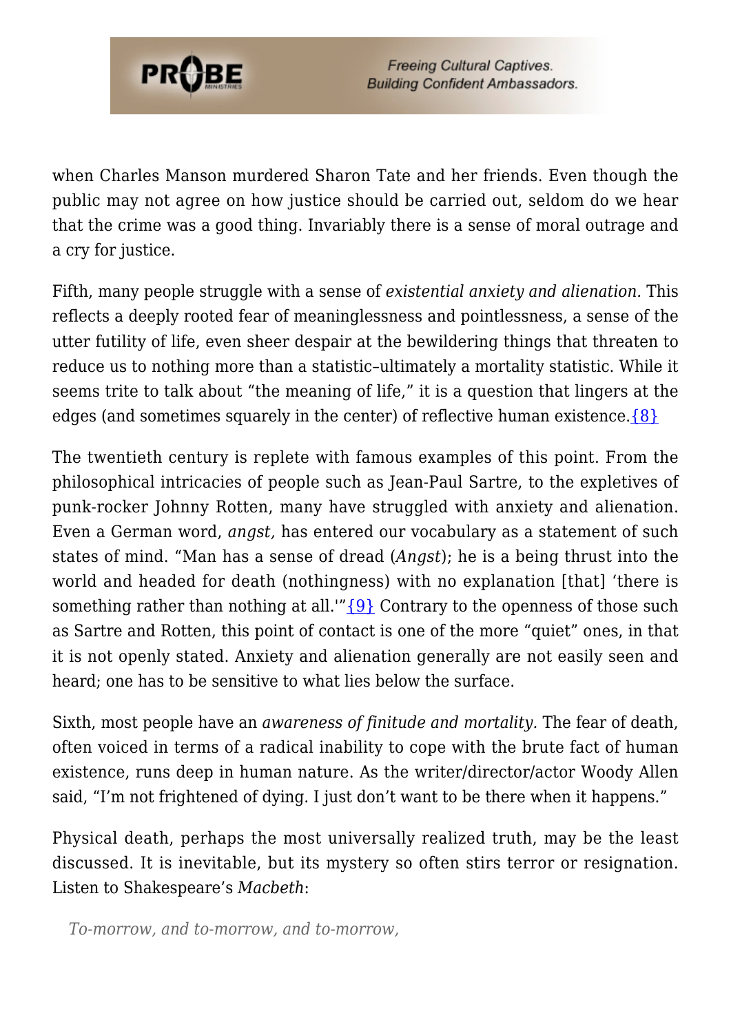when Charles Manson murdered Sharon Tate and her friends. Even though the public may not agree on how justice should be carried out, seldom do we hear that the crime was a good thing. Invariably there is a sense of moral outrage and a cry for justice.

Fifth, many people struggle with a sense of *existential anxiety and alienation.* This reflects a deeply rooted fear of meaninglessness and pointlessness, a sense of the utter futility of life, even sheer despair at the bewildering things that threaten to reduce us to nothing more than a statistic–ultimately a mortality statistic. While it seems trite to talk about "the meaning of life," it is a question that lingers at the edges (and sometimes squarely in the center) of reflective human existence.{8}

The twentieth century is replete with famous examples of this point. From the philosophical intricacies of people such as Jean-Paul Sartre, to the expletives of punk-rocker Johnny Rotten, many have struggled with anxiety and alienation. Even a German word, *angst,* has entered our vocabulary as a statement of such states of mind. "Man has a sense of dread (*Angst*); he is a being thrust into the world and headed for death (nothingness) with no explanation [that] 'there is something rather than nothing at all.'"{9} Contrary to the openness of those such as Sartre and Rotten, this point of contact is one of the more "quiet" ones, in that it is not openly stated. Anxiety and alienation generally are not easily seen and heard; one has to be sensitive to what lies below the surface.

Sixth, most people have an *awareness of finitude and mortality.* The fear of death, often voiced in terms of a radical inability to cope with the brute fact of human existence, runs deep in human nature. As the writer/director/actor Woody Allen said, "I'm not frightened of dying. I just don't want to be there when it happens."

Physical death, perhaps the most universally realized truth, may be the least discussed. It is inevitable, but its mystery so often stirs terror or resignation. Listen to Shakespeare's *Macbeth*:

> *To-morrow, and to-morrow, and to-morrow,*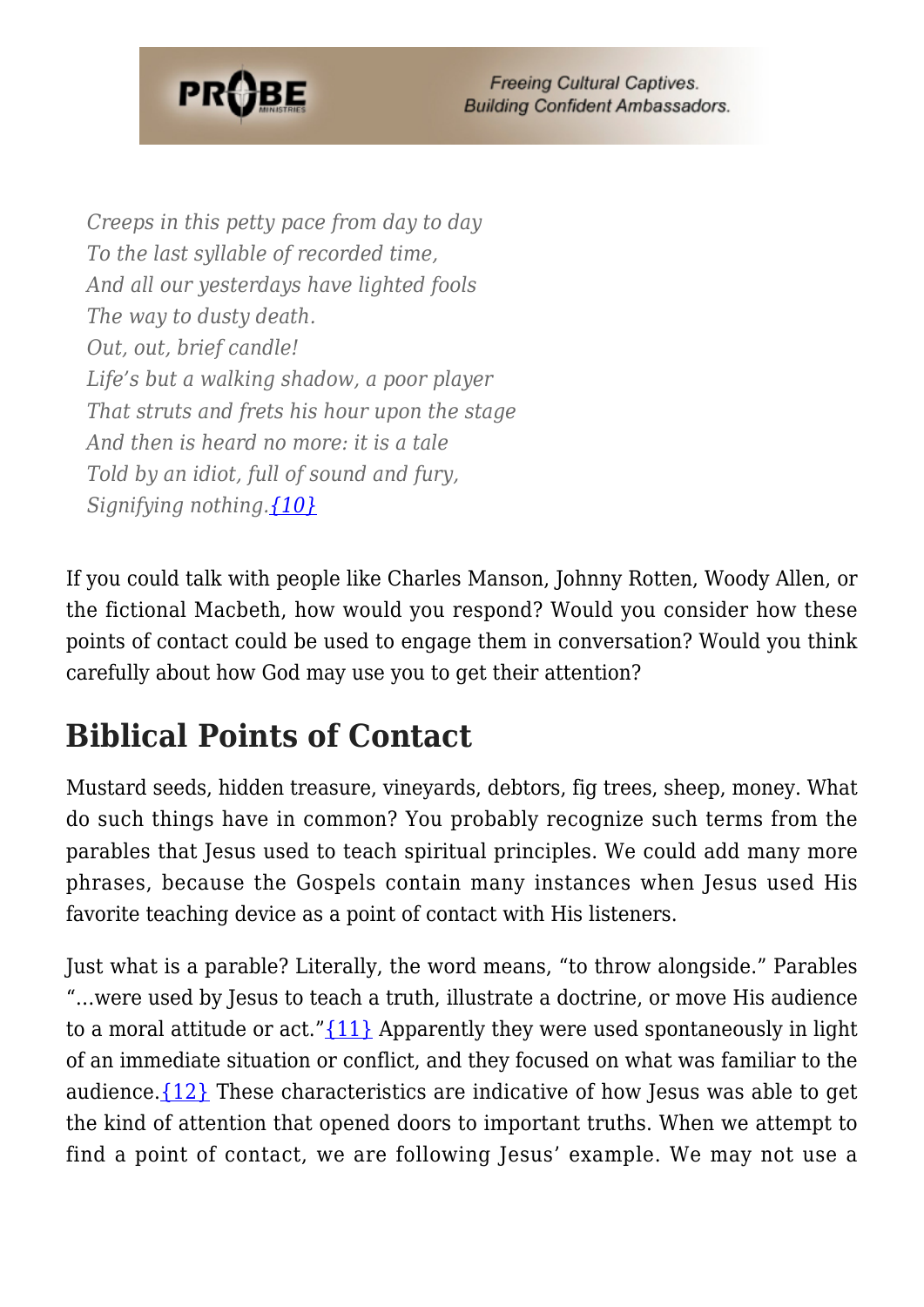*Creeps in this petty pace from day to day*
*To the last syllable of recorded time,*
*And all our yesterdays have lighted fools*
*The way to dusty death.*
*Out, out, brief candle!*
*Life's but a walking shadow, a poor player*
*That struts and frets his hour upon the stage*
*And then is heard no more: it is a tale*
*Told by an idiot, full of sound and fury,*
*Signifying nothing.*{10}

If you could talk with people like Charles Manson, Johnny Rotten, Woody Allen, or the fictional Macbeth, how would you respond? Would you consider how these points of contact could be used to engage them in conversation? Would you think carefully about how God may use you to get their attention?

## Biblical Points of Contact

Mustard seeds, hidden treasure, vineyards, debtors, fig trees, sheep, money. What do such things have in common? You probably recognize such terms from the parables that Jesus used to teach spiritual principles. We could add many more phrases, because the Gospels contain many instances when Jesus used His favorite teaching device as a point of contact with His listeners.

Just what is a parable? Literally, the word means, "to throw alongside." Parables "...were used by Jesus to teach a truth, illustrate a doctrine, or move His audience to a moral attitude or act."{11} Apparently they were used spontaneously in light of an immediate situation or conflict, and they focused on what was familiar to the audience.{12} These characteristics are indicative of how Jesus was able to get the kind of attention that opened doors to important truths. When we attempt to find a point of contact, we are following Jesus' example. We may not use a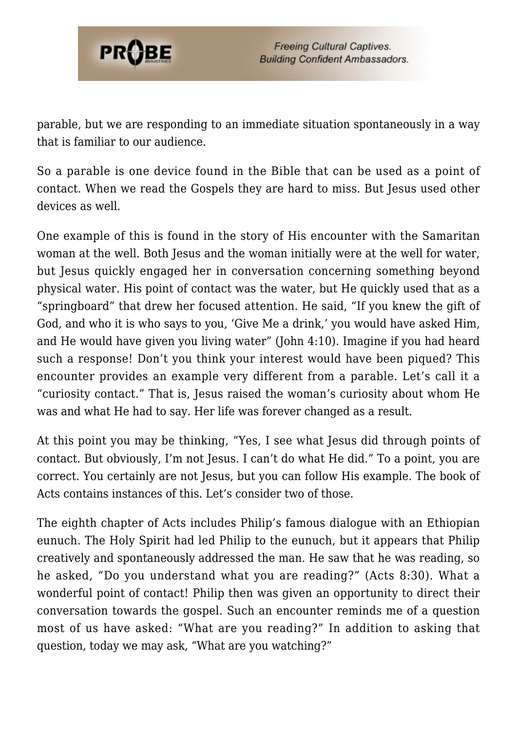parable, but we are responding to an immediate situation spontaneously in a way that is familiar to our audience.

So a parable is one device found in the Bible that can be used as a point of contact. When we read the Gospels they are hard to miss. But Jesus used other devices as well.

One example of this is found in the story of His encounter with the Samaritan woman at the well. Both Jesus and the woman initially were at the well for water, but Jesus quickly engaged her in conversation concerning something beyond physical water. His point of contact was the water, but He quickly used that as a "springboard" that drew her focused attention. He said, "If you knew the gift of God, and who it is who says to you, 'Give Me a drink,' you would have asked Him, and He would have given you living water" (John 4:10). Imagine if you had heard such a response! Don't you think your interest would have been piqued? This encounter provides an example very different from a parable. Let's call it a "curiosity contact." That is, Jesus raised the woman's curiosity about whom He was and what He had to say. Her life was forever changed as a result.

At this point you may be thinking, "Yes, I see what Jesus did through points of contact. But obviously, I'm not Jesus. I can't do what He did." To a point, you are correct. You certainly are not Jesus, but you can follow His example. The book of Acts contains instances of this. Let's consider two of those.

The eighth chapter of Acts includes Philip's famous dialogue with an Ethiopian eunuch. The Holy Spirit had led Philip to the eunuch, but it appears that Philip creatively and spontaneously addressed the man. He saw that he was reading, so he asked, "Do you understand what you are reading?" (Acts 8:30). What a wonderful point of contact! Philip then was given an opportunity to direct their conversation towards the gospel. Such an encounter reminds me of a question most of us have asked: "What are you reading?" In addition to asking that question, today we may ask, "What are you watching?"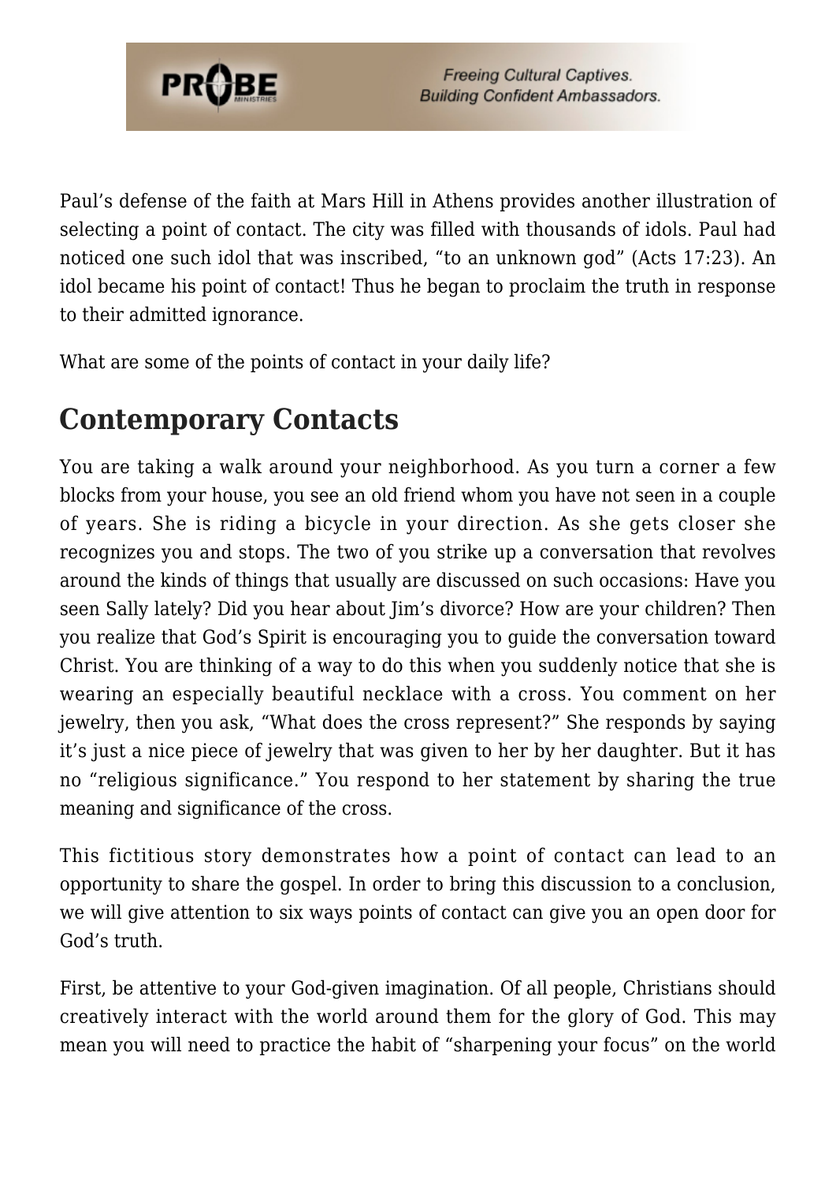Paul's defense of the faith at Mars Hill in Athens provides another illustration of selecting a point of contact. The city was filled with thousands of idols. Paul had noticed one such idol that was inscribed, "to an unknown god" (Acts 17:23). An idol became his point of contact! Thus he began to proclaim the truth in response to their admitted ignorance.

What are some of the points of contact in your daily life?

## Contemporary Contacts

You are taking a walk around your neighborhood. As you turn a corner a few blocks from your house, you see an old friend whom you have not seen in a couple of years. She is riding a bicycle in your direction. As she gets closer she recognizes you and stops. The two of you strike up a conversation that revolves around the kinds of things that usually are discussed on such occasions: Have you seen Sally lately? Did you hear about Jim's divorce? How are your children? Then you realize that God's Spirit is encouraging you to guide the conversation toward Christ. You are thinking of a way to do this when you suddenly notice that she is wearing an especially beautiful necklace with a cross. You comment on her jewelry, then you ask, "What does the cross represent?" She responds by saying it's just a nice piece of jewelry that was given to her by her daughter. But it has no "religious significance." You respond to her statement by sharing the true meaning and significance of the cross.

This fictitious story demonstrates how a point of contact can lead to an opportunity to share the gospel. In order to bring this discussion to a conclusion, we will give attention to six ways points of contact can give you an open door for God's truth.

First, be attentive to your God-given imagination. Of all people, Christians should creatively interact with the world around them for the glory of God. This may mean you will need to practice the habit of "sharpening your focus" on the world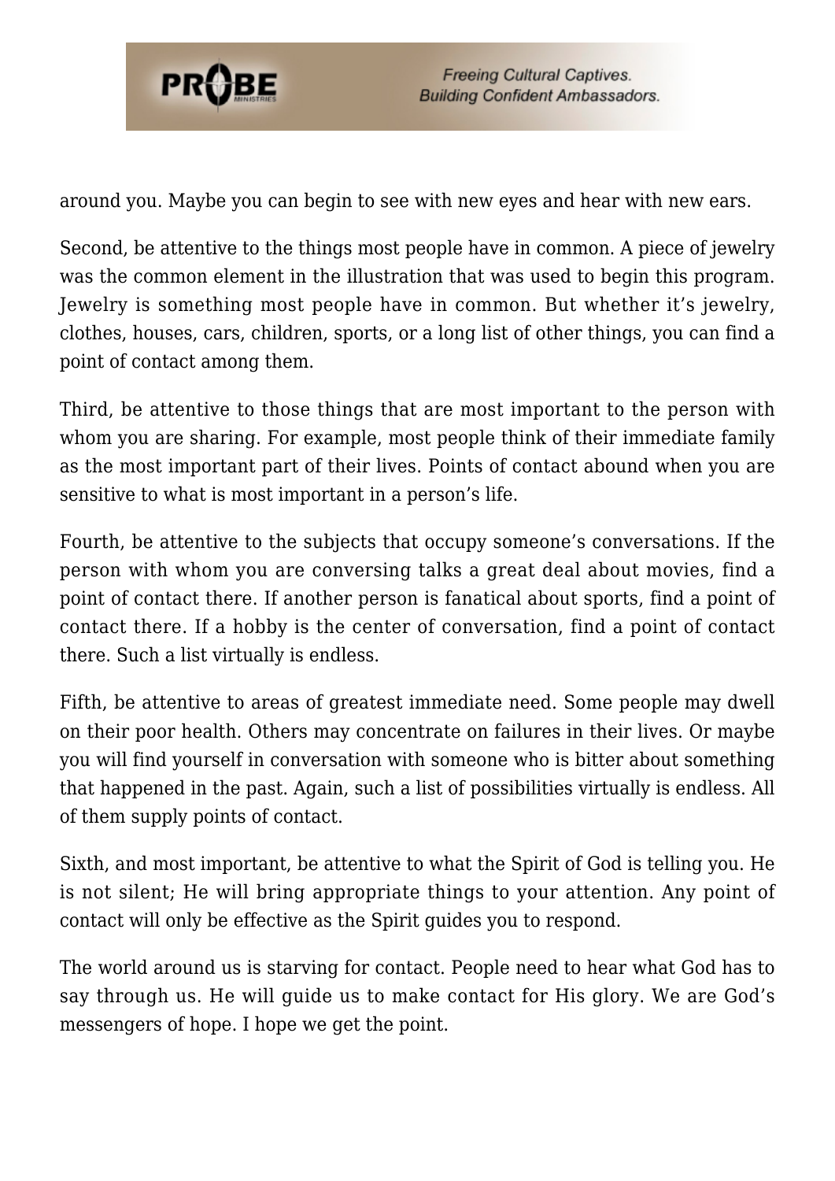around you. Maybe you can begin to see with new eyes and hear with new ears.

Second, be attentive to the things most people have in common. A piece of jewelry was the common element in the illustration that was used to begin this program. Jewelry is something most people have in common. But whether it's jewelry, clothes, houses, cars, children, sports, or a long list of other things, you can find a point of contact among them.

Third, be attentive to those things that are most important to the person with whom you are sharing. For example, most people think of their immediate family as the most important part of their lives. Points of contact abound when you are sensitive to what is most important in a person's life.

Fourth, be attentive to the subjects that occupy someone's conversations. If the person with whom you are conversing talks a great deal about movies, find a point of contact there. If another person is fanatical about sports, find a point of contact there. If a hobby is the center of conversation, find a point of contact there. Such a list virtually is endless.

Fifth, be attentive to areas of greatest immediate need. Some people may dwell on their poor health. Others may concentrate on failures in their lives. Or maybe you will find yourself in conversation with someone who is bitter about something that happened in the past. Again, such a list of possibilities virtually is endless. All of them supply points of contact.

Sixth, and most important, be attentive to what the Spirit of God is telling you. He is not silent; He will bring appropriate things to your attention. Any point of contact will only be effective as the Spirit guides you to respond.

The world around us is starving for contact. People need to hear what God has to say through us. He will guide us to make contact for His glory. We are God's messengers of hope. I hope we get the point.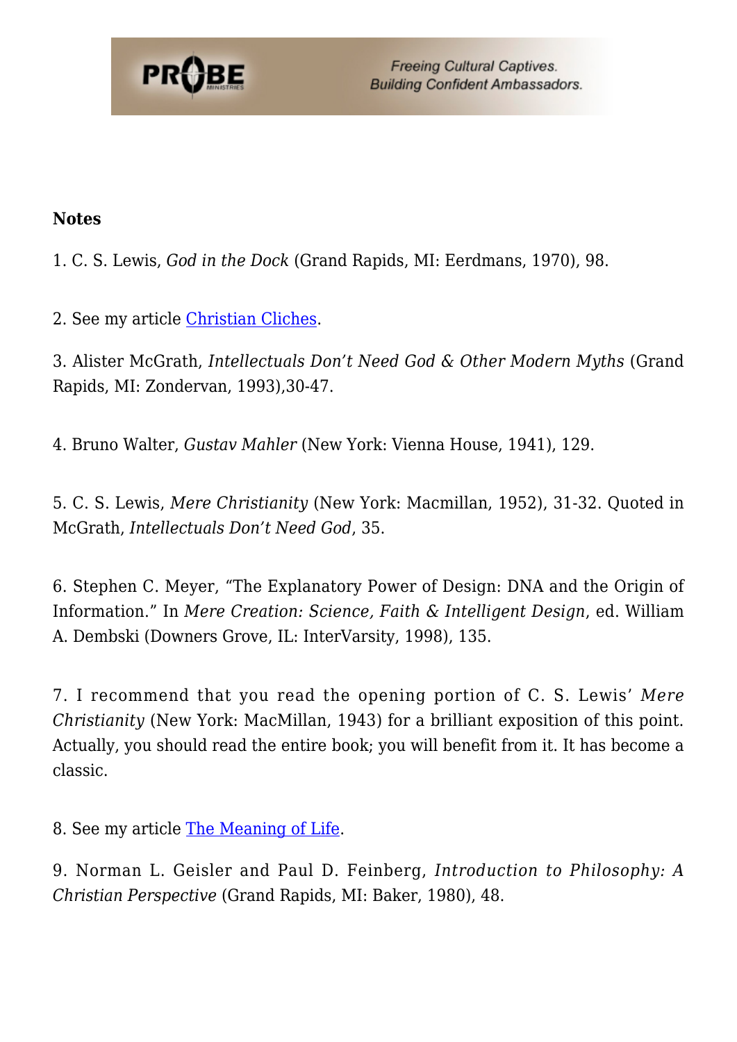**Notes**

1. C. S. Lewis, *God in the Dock* (Grand Rapids, MI: Eerdmans, 1970), 98.

2. See my article Christian Cliches.

3. Alister McGrath, *Intellectuals Don't Need God & Other Modern Myths* (Grand Rapids, MI: Zondervan, 1993),30-47.

4. Bruno Walter, *Gustav Mahler* (New York: Vienna House, 1941), 129.

5. C. S. Lewis, *Mere Christianity* (New York: Macmillan, 1952), 31-32. Quoted in McGrath, *Intellectuals Don't Need God*, 35.

6. Stephen C. Meyer, "The Explanatory Power of Design: DNA and the Origin of Information." In *Mere Creation: Science, Faith & Intelligent Design*, ed. William A. Dembski (Downers Grove, IL: InterVarsity, 1998), 135.

7. I recommend that you read the opening portion of C. S. Lewis' *Mere Christianity* (New York: MacMillan, 1943) for a brilliant exposition of this point. Actually, you should read the entire book; you will benefit from it. It has become a classic.

8. See my article The Meaning of Life.

9. Norman L. Geisler and Paul D. Feinberg, *Introduction to Philosophy: A Christian Perspective* (Grand Rapids, MI: Baker, 1980), 48.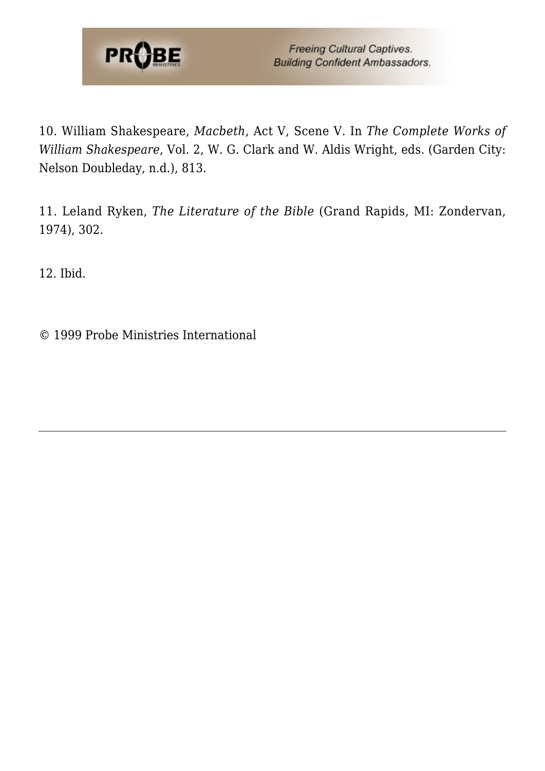10. William Shakespeare, *Macbeth*, Act V, Scene V. In *The Complete Works of William Shakespeare*, Vol. 2, W. G. Clark and W. Aldis Wright, eds. (Garden City: Nelson Doubleday, n.d.), 813.

11. Leland Ryken, *The Literature of the Bible* (Grand Rapids, MI: Zondervan, 1974), 302.

12. Ibid.

© 1999 Probe Ministries International